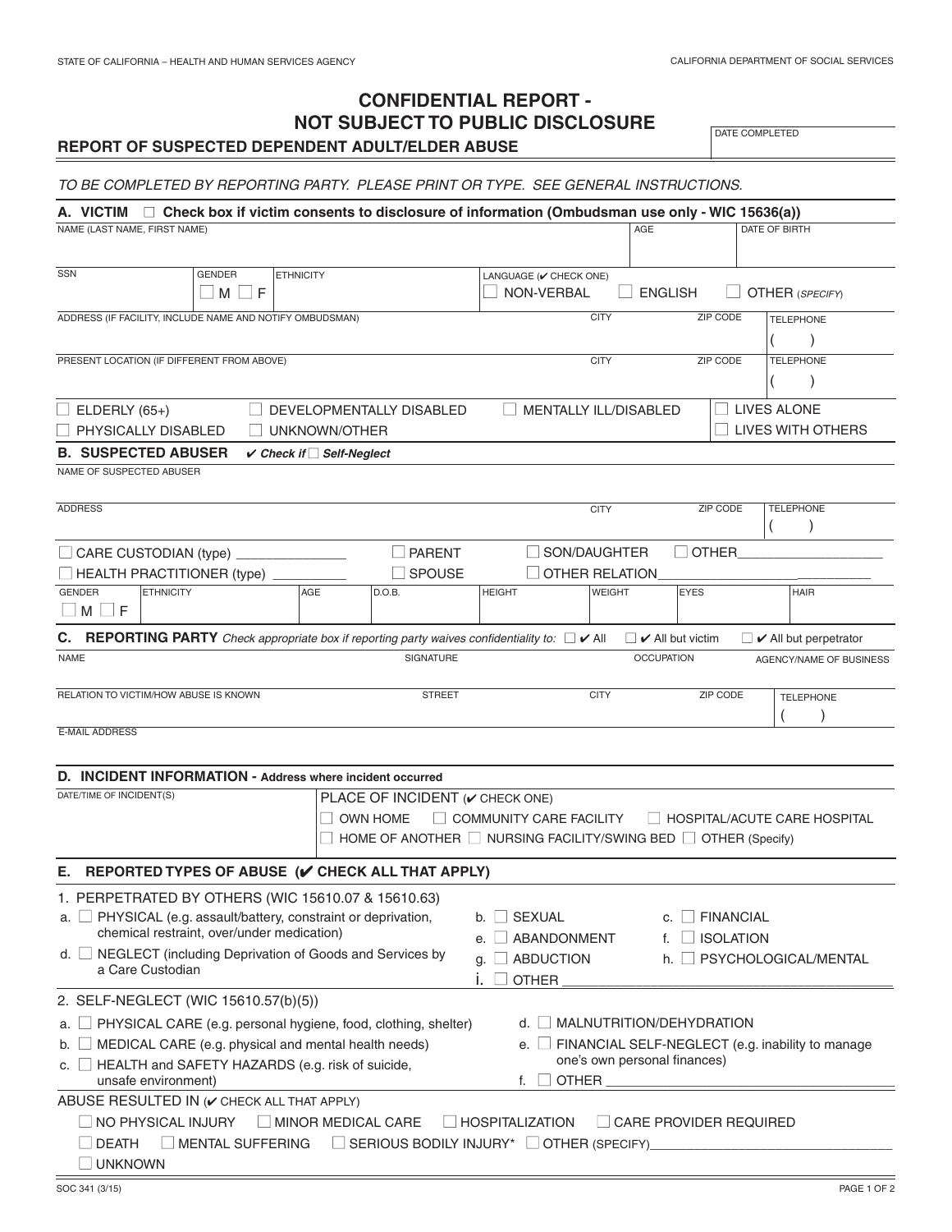STATE OF CALIFORNIA – HEALTH AND HUMAN SERVICES AGENCY

CALIFORNIA DEPARTMENT OF SOCIAL SERVICES

# CONFIDENTIAL REPORT - NOT SUBJECT TO PUBLIC DISCLOSURE

## REPORT OF SUSPECTED DEPENDENT ADULT/ELDER ABUSE

DATE COMPLETED

*TO BE COMPLETED BY REPORTING PARTY. PLEASE PRINT OR TYPE. SEE GENERAL INSTRUCTIONS.*

### A. VICTIM ☐ Check box if victim consents to disclosure of information (Ombudsman use only - WIC 15636(a))

| NAME (LAST NAME, FIRST NAME) | AGE | DATE OF BIRTH |
|---|---|---|
| | | |

| SSN | GENDER ☐ M ☐ F | ETHNICITY | LANGUAGE (✔ CHECK ONE) ☐ NON-VERBAL ☐ ENGLISH ☐ OTHER (*SPECIFY*) |
|---|---|---|---|

| ADDRESS (IF FACILITY, INCLUDE NAME AND NOTIFY OMBUDSMAN) | CITY | ZIP CODE | TELEPHONE ( ) |
|---|---|---|---|
| | | | |

| PRESENT LOCATION (IF DIFFERENT FROM ABOVE) | CITY | ZIP CODE | TELEPHONE ( ) |
|---|---|---|---|
| | | | |

☐ ELDERLY (65+) ☐ DEVELOPMENTALLY DISABLED ☐ MENTALLY ILL/DISABLED ☐ LIVES ALONE
☐ PHYSICALLY DISABLED ☐ UNKNOWN/OTHER ☐ LIVES WITH OTHERS

### B. SUSPECTED ABUSER ✔ *Check if* ☐ *Self-Neglect*

NAME OF SUSPECTED ABUSER

| ADDRESS | CITY | ZIP CODE | TELEPHONE ( ) |
|---|---|---|---|
| | | | |

☐ CARE CUSTODIAN (type) _______________ ☐ PARENT ☐ SON/DAUGHTER ☐ OTHER___________________
☐ HEALTH PRACTITIONER (type) __________ ☐ SPOUSE ☐ OTHER RELATION_____________________________

| GENDER ☐ M ☐ F | ETHNICITY | AGE | D.O.B. | HEIGHT | WEIGHT | EYES | HAIR |
|---|---|---|---|---|---|---|---|

### C. REPORTING PARTY *Check appropriate box if reporting party waives confidentiality to:* ☐ ✔ All ☐ ✔ All but victim ☐ ✔ All but perpetrator

| NAME | SIGNATURE | OCCUPATION | AGENCY/NAME OF BUSINESS |
|---|---|---|---|
| | | | |

| RELATION TO VICTIM/HOW ABUSE IS KNOWN | STREET | CITY | ZIP CODE | TELEPHONE ( ) |
|---|---|---|---|---|
| | | | | |

E-MAIL ADDRESS

### D. INCIDENT INFORMATION - Address where incident occurred

DATE/TIME OF INCIDENT(S)

PLACE OF INCIDENT (✔ CHECK ONE)
☐ OWN HOME ☐ COMMUNITY CARE FACILITY ☐ HOSPITAL/ACUTE CARE HOSPITAL
☐ HOME OF ANOTHER ☐ NURSING FACILITY/SWING BED ☐ OTHER (Specify)

### E. REPORTED TYPES OF ABUSE (✔ CHECK ALL THAT APPLY)

1. PERPETRATED BY OTHERS (WIC 15610.07 & 15610.63)
   - a. ☐ PHYSICAL (e.g. assault/battery, constraint or deprivation, chemical restraint, over/under medication)
   - b. ☐ SEXUAL
   - c. ☐ FINANCIAL
   - d. ☐ NEGLECT (including Deprivation of Goods and Services by a Care Custodian
   - e. ☐ ABANDONMENT
   - f. ☐ ISOLATION
   - g. ☐ ABDUCTION
   - h. ☐ PSYCHOLOGICAL/MENTAL
   - i. ☐ OTHER ________________________________________

2. SELF-NEGLECT (WIC 15610.57(b)(5))
   - a. ☐ PHYSICAL CARE (e.g. personal hygiene, food, clothing, shelter)
   - b. ☐ MEDICAL CARE (e.g. physical and mental health needs)
   - c. ☐ HEALTH and SAFETY HAZARDS (e.g. risk of suicide, unsafe environment)
   - d. ☐ MALNUTRITION/DEHYDRATION
   - e. ☐ FINANCIAL SELF-NEGLECT (e.g. inability to manage one's own personal finances)
   - f. ☐ OTHER ________________________________________

ABUSE RESULTED IN (✔ CHECK ALL THAT APPLY)

☐ NO PHYSICAL INJURY ☐ MINOR MEDICAL CARE ☐ HOSPITALIZATION ☐ CARE PROVIDER REQUIRED
☐ DEATH ☐ MENTAL SUFFERING ☐ SERIOUS BODILY INJURY* ☐ OTHER (SPECIFY)________________________________
☐ UNKNOWN

SOC 341 (3/15)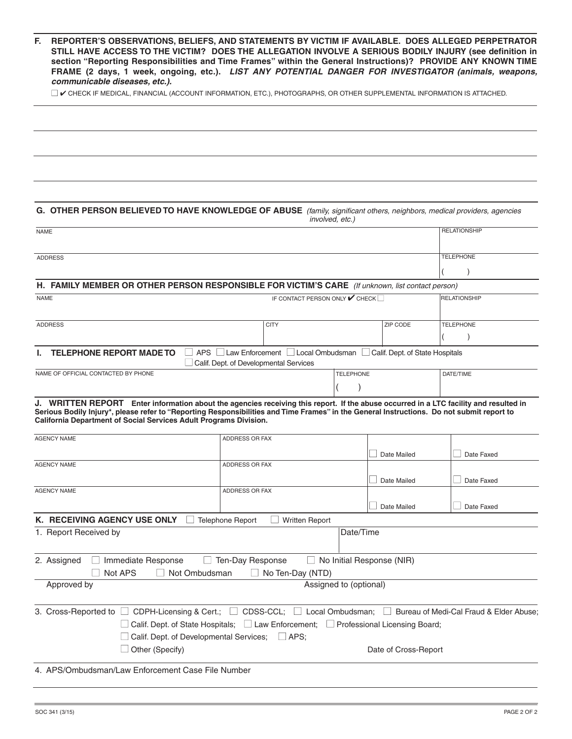**F. REPORTER'S OBSERVATIONS, BELIEFS, AND STATEMENTS BY VICTIM IF AVAILABLE. DOES ALLEGED PERPETRATOR STILL HAVE ACCESS TO THE VICTIM? DOES THE ALLEGATION INVOLVE A SERIOUS BODILY INJURY (see definition in section "Reporting Responsibilities and Time Frames" within the General Instructions)? PROVIDE ANY KNOWN TIME FRAME (2 days, 1 week, ongoing, etc.).** ***LIST ANY POTENTIAL DANGER FOR INVESTIGATOR (animals, weapons, communicable diseases, etc.).***

☐ ✔ CHECK IF MEDICAL, FINANCIAL (ACCOUNT INFORMATION, ETC.), PHOTOGRAPHS, OR OTHER SUPPLEMENTAL INFORMATION IS ATTACHED.

**G. OTHER PERSON BELIEVED TO HAVE KNOWLEDGE OF ABUSE** *(family, significant others, neighbors, medical providers, agencies involved, etc.)*

| NAME | RELATIONSHIP |
|---|---|
| ADDRESS | TELEPHONE<br>( ) |

**H. FAMILY MEMBER OR OTHER PERSON RESPONSIBLE FOR VICTIM'S CARE** *(If unknown, list contact person)*

| NAME | IF CONTACT PERSON ONLY ✔ CHECK ☐ | | RELATIONSHIP |
|---|---|---|---|
| ADDRESS | CITY | ZIP CODE | TELEPHONE<br>( ) |

**I. TELEPHONE REPORT MADE TO** ☐ APS ☐ Law Enforcement ☐ Local Ombudsman ☐ Calif. Dept. of State Hospitals ☐ Calif. Dept. of Developmental Services

| NAME OF OFFICIAL CONTACTED BY PHONE | TELEPHONE | DATE/TIME |
|---|---|---|
| | ( ) | |

**J. WRITTEN REPORT Enter information about the agencies receiving this report. If the abuse occurred in a LTC facility and resulted in Serious Bodily Injury\*, please refer to "Reporting Responsibilities and Time Frames" in the General Instructions. Do not submit report to California Department of Social Services Adult Programs Division.**

| AGENCY NAME | ADDRESS OR FAX | | |
|---|---|---|---|
| | | ☐ Date Mailed | ☐ Date Faxed |
| AGENCY NAME | ADDRESS OR FAX | ☐ Date Mailed | ☐ Date Faxed |
| AGENCY NAME | ADDRESS OR FAX | ☐ Date Mailed | ☐ Date Faxed |

**K. RECEIVING AGENCY USE ONLY** ☐ Telephone Report ☐ Written Report

1. Report Received by — Date/Time

2. Assigned ☐ Immediate Response ☐ Ten-Day Response ☐ No Initial Response (NIR)
   ☐ Not APS ☐ Not Ombudsman ☐ No Ten-Day (NTD)

   Approved by — Assigned to (optional)

3. Cross-Reported to ☐ CDPH-Licensing & Cert.; ☐ CDSS-CCL; ☐ Local Ombudsman; ☐ Bureau of Medi-Cal Fraud & Elder Abuse; ☐ Calif. Dept. of State Hospitals; ☐ Law Enforcement; ☐ Professional Licensing Board; ☐ Calif. Dept. of Developmental Services; ☐ APS; ☐ Other (Specify)

   Date of Cross-Report

4. APS/Ombudsman/Law Enforcement Case File Number

SOC 341 (3/15)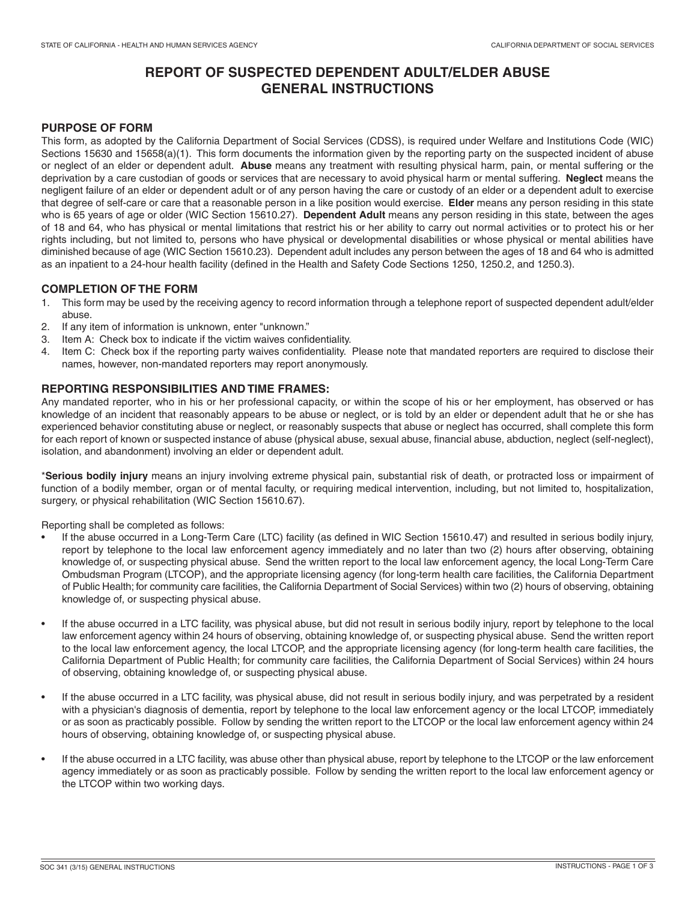# REPORT OF SUSPECTED DEPENDENT ADULT/ELDER ABUSE GENERAL INSTRUCTIONS

## PURPOSE OF FORM

This form, as adopted by the California Department of Social Services (CDSS), is required under Welfare and Institutions Code (WIC) Sections 15630 and 15658(a)(1). This form documents the information given by the reporting party on the suspected incident of abuse or neglect of an elder or dependent adult. **Abuse** means any treatment with resulting physical harm, pain, or mental suffering or the deprivation by a care custodian of goods or services that are necessary to avoid physical harm or mental suffering. **Neglect** means the negligent failure of an elder or dependent adult or of any person having the care or custody of an elder or a dependent adult to exercise that degree of self-care or care that a reasonable person in a like position would exercise. **Elder** means any person residing in this state who is 65 years of age or older (WIC Section 15610.27). **Dependent Adult** means any person residing in this state, between the ages of 18 and 64, who has physical or mental limitations that restrict his or her ability to carry out normal activities or to protect his or her rights including, but not limited to, persons who have physical or developmental disabilities or whose physical or mental abilities have diminished because of age (WIC Section 15610.23). Dependent adult includes any person between the ages of 18 and 64 who is admitted as an inpatient to a 24-hour health facility (defined in the Health and Safety Code Sections 1250, 1250.2, and 1250.3).

## COMPLETION OF THE FORM

1. This form may be used by the receiving agency to record information through a telephone report of suspected dependent adult/elder abuse.
2. If any item of information is unknown, enter "unknown."
3. Item A: Check box to indicate if the victim waives confidentiality.
4. Item C: Check box if the reporting party waives confidentiality. Please note that mandated reporters are required to disclose their names, however, non-mandated reporters may report anonymously.

## REPORTING RESPONSIBILITIES AND TIME FRAMES:

Any mandated reporter, who in his or her professional capacity, or within the scope of his or her employment, has observed or has knowledge of an incident that reasonably appears to be abuse or neglect, or is told by an elder or dependent adult that he or she has experienced behavior constituting abuse or neglect, or reasonably suspects that abuse or neglect has occurred, shall complete this form for each report of known or suspected instance of abuse (physical abuse, sexual abuse, financial abuse, abduction, neglect (self-neglect), isolation, and abandonment) involving an elder or dependent adult.

\***Serious bodily injury** means an injury involving extreme physical pain, substantial risk of death, or protracted loss or impairment of function of a bodily member, organ or of mental faculty, or requiring medical intervention, including, but not limited to, hospitalization, surgery, or physical rehabilitation (WIC Section 15610.67).

Reporting shall be completed as follows:

- If the abuse occurred in a Long-Term Care (LTC) facility (as defined in WIC Section 15610.47) and resulted in serious bodily injury, report by telephone to the local law enforcement agency immediately and no later than two (2) hours after observing, obtaining knowledge of, or suspecting physical abuse. Send the written report to the local law enforcement agency, the local Long-Term Care Ombudsman Program (LTCOP), and the appropriate licensing agency (for long-term health care facilities, the California Department of Public Health; for community care facilities, the California Department of Social Services) within two (2) hours of observing, obtaining knowledge of, or suspecting physical abuse.

- If the abuse occurred in a LTC facility, was physical abuse, but did not result in serious bodily injury, report by telephone to the local law enforcement agency within 24 hours of observing, obtaining knowledge of, or suspecting physical abuse. Send the written report to the local law enforcement agency, the local LTCOP, and the appropriate licensing agency (for long-term health care facilities, the California Department of Public Health; for community care facilities, the California Department of Social Services) within 24 hours of observing, obtaining knowledge of, or suspecting physical abuse.

- If the abuse occurred in a LTC facility, was physical abuse, did not result in serious bodily injury, and was perpetrated by a resident with a physician's diagnosis of dementia, report by telephone to the local law enforcement agency or the local LTCOP, immediately or as soon as practicably possible. Follow by sending the written report to the LTCOP or the local law enforcement agency within 24 hours of observing, obtaining knowledge of, or suspecting physical abuse.

- If the abuse occurred in a LTC facility, was abuse other than physical abuse, report by telephone to the LTCOP or the law enforcement agency immediately or as soon as practicably possible. Follow by sending the written report to the local law enforcement agency or the LTCOP within two working days.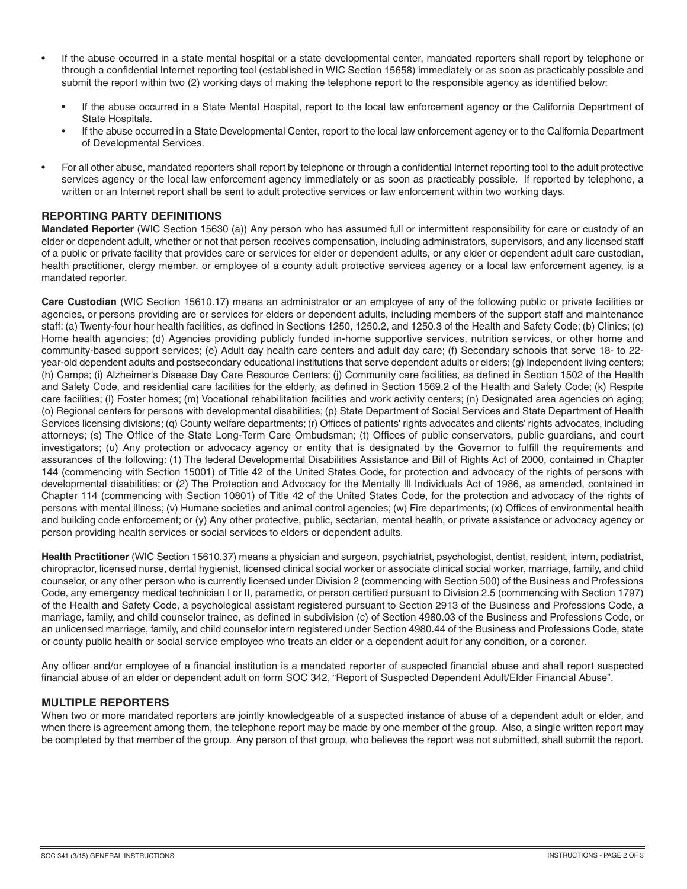- If the abuse occurred in a state mental hospital or a state developmental center, mandated reporters shall report by telephone or through a confidential Internet reporting tool (established in WIC Section 15658) immediately or as soon as practicably possible and submit the report within two (2) working days of making the telephone report to the responsible agency as identified below:
  - If the abuse occurred in a State Mental Hospital, report to the local law enforcement agency or the California Department of State Hospitals.
  - If the abuse occurred in a State Developmental Center, report to the local law enforcement agency or to the California Department of Developmental Services.
- For all other abuse, mandated reporters shall report by telephone or through a confidential Internet reporting tool to the adult protective services agency or the local law enforcement agency immediately or as soon as practicably possible. If reported by telephone, a written or an Internet report shall be sent to adult protective services or law enforcement within two working days.

## REPORTING PARTY DEFINITIONS

**Mandated Reporter** (WIC Section 15630 (a)) Any person who has assumed full or intermittent responsibility for care or custody of an elder or dependent adult, whether or not that person receives compensation, including administrators, supervisors, and any licensed staff of a public or private facility that provides care or services for elder or dependent adults, or any elder or dependent adult care custodian, health practitioner, clergy member, or employee of a county adult protective services agency or a local law enforcement agency, is a mandated reporter.

**Care Custodian** (WIC Section 15610.17) means an administrator or an employee of any of the following public or private facilities or agencies, or persons providing are or services for elders or dependent adults, including members of the support staff and maintenance staff: (a) Twenty-four hour health facilities, as defined in Sections 1250, 1250.2, and 1250.3 of the Health and Safety Code; (b) Clinics; (c) Home health agencies; (d) Agencies providing publicly funded in-home supportive services, nutrition services, or other home and community-based support services; (e) Adult day health care centers and adult day care; (f) Secondary schools that serve 18- to 22-year-old dependent adults and postsecondary educational institutions that serve dependent adults or elders; (g) Independent living centers; (h) Camps; (i) Alzheimer's Disease Day Care Resource Centers; (j) Community care facilities, as defined in Section 1502 of the Health and Safety Code, and residential care facilities for the elderly, as defined in Section 1569.2 of the Health and Safety Code; (k) Respite care facilities; (l) Foster homes; (m) Vocational rehabilitation facilities and work activity centers; (n) Designated area agencies on aging; (o) Regional centers for persons with developmental disabilities; (p) State Department of Social Services and State Department of Health Services licensing divisions; (q) County welfare departments; (r) Offices of patients' rights advocates and clients' rights advocates, including attorneys; (s) The Office of the State Long-Term Care Ombudsman; (t) Offices of public conservators, public guardians, and court investigators; (u) Any protection or advocacy agency or entity that is designated by the Governor to fulfill the requirements and assurances of the following: (1) The federal Developmental Disabilities Assistance and Bill of Rights Act of 2000, contained in Chapter 144 (commencing with Section 15001) of Title 42 of the United States Code, for protection and advocacy of the rights of persons with developmental disabilities; or (2) The Protection and Advocacy for the Mentally Ill Individuals Act of 1986, as amended, contained in Chapter 114 (commencing with Section 10801) of Title 42 of the United States Code, for the protection and advocacy of the rights of persons with mental illness; (v) Humane societies and animal control agencies; (w) Fire departments; (x) Offices of environmental health and building code enforcement; or (y) Any other protective, public, sectarian, mental health, or private assistance or advocacy agency or person providing health services or social services to elders or dependent adults.

**Health Practitioner** (WIC Section 15610.37) means a physician and surgeon, psychiatrist, psychologist, dentist, resident, intern, podiatrist, chiropractor, licensed nurse, dental hygienist, licensed clinical social worker or associate clinical social worker, marriage, family, and child counselor, or any other person who is currently licensed under Division 2 (commencing with Section 500) of the Business and Professions Code, any emergency medical technician I or II, paramedic, or person certified pursuant to Division 2.5 (commencing with Section 1797) of the Health and Safety Code, a psychological assistant registered pursuant to Section 2913 of the Business and Professions Code, a marriage, family, and child counselor trainee, as defined in subdivision (c) of Section 4980.03 of the Business and Professions Code, or an unlicensed marriage, family, and child counselor intern registered under Section 4980.44 of the Business and Professions Code, state or county public health or social service employee who treats an elder or a dependent adult for any condition, or a coroner.

Any officer and/or employee of a financial institution is a mandated reporter of suspected financial abuse and shall report suspected financial abuse of an elder or dependent adult on form SOC 342, "Report of Suspected Dependent Adult/Elder Financial Abuse".

## MULTIPLE REPORTERS

When two or more mandated reporters are jointly knowledgeable of a suspected instance of abuse of a dependent adult or elder, and when there is agreement among them, the telephone report may be made by one member of the group. Also, a single written report may be completed by that member of the group. Any person of that group, who believes the report was not submitted, shall submit the report.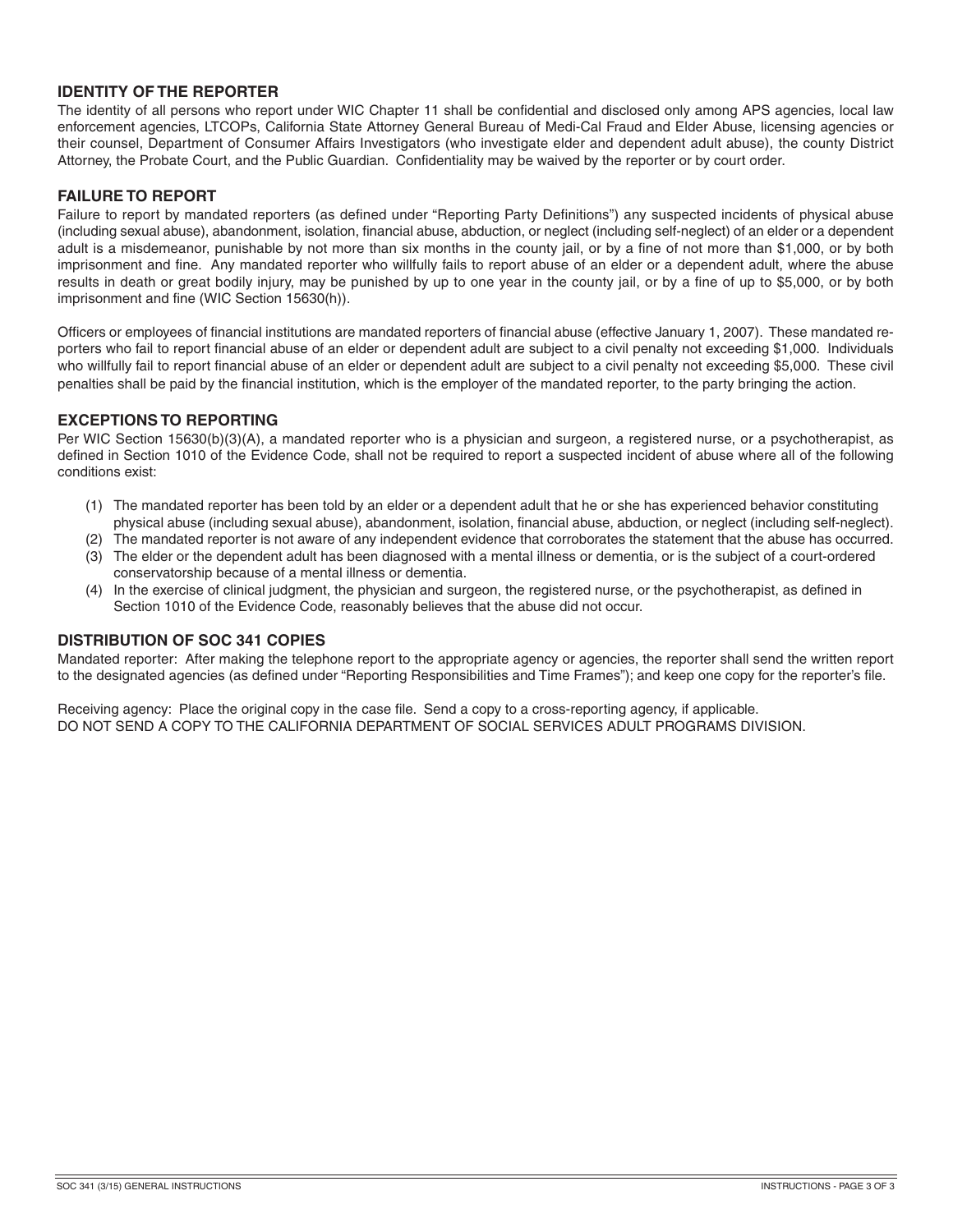## IDENTITY OF THE REPORTER

The identity of all persons who report under WIC Chapter 11 shall be confidential and disclosed only among APS agencies, local law enforcement agencies, LTCOPs, California State Attorney General Bureau of Medi-Cal Fraud and Elder Abuse, licensing agencies or their counsel, Department of Consumer Affairs Investigators (who investigate elder and dependent adult abuse), the county District Attorney, the Probate Court, and the Public Guardian. Confidentiality may be waived by the reporter or by court order.

## FAILURE TO REPORT

Failure to report by mandated reporters (as defined under "Reporting Party Definitions") any suspected incidents of physical abuse (including sexual abuse), abandonment, isolation, financial abuse, abduction, or neglect (including self-neglect) of an elder or a dependent adult is a misdemeanor, punishable by not more than six months in the county jail, or by a fine of not more than $1,000, or by both imprisonment and fine. Any mandated reporter who willfully fails to report abuse of an elder or a dependent adult, where the abuse results in death or great bodily injury, may be punished by up to one year in the county jail, or by a fine of up to $5,000, or by both imprisonment and fine (WIC Section 15630(h)).

Officers or employees of financial institutions are mandated reporters of financial abuse (effective January 1, 2007). These mandated reporters who fail to report financial abuse of an elder or dependent adult are subject to a civil penalty not exceeding $1,000. Individuals who willfully fail to report financial abuse of an elder or dependent adult are subject to a civil penalty not exceeding $5,000. These civil penalties shall be paid by the financial institution, which is the employer of the mandated reporter, to the party bringing the action.

## EXCEPTIONS TO REPORTING

Per WIC Section 15630(b)(3)(A), a mandated reporter who is a physician and surgeon, a registered nurse, or a psychotherapist, as defined in Section 1010 of the Evidence Code, shall not be required to report a suspected incident of abuse where all of the following conditions exist:

(1) The mandated reporter has been told by an elder or a dependent adult that he or she has experienced behavior constituting physical abuse (including sexual abuse), abandonment, isolation, financial abuse, abduction, or neglect (including self-neglect).
(2) The mandated reporter is not aware of any independent evidence that corroborates the statement that the abuse has occurred.
(3) The elder or the dependent adult has been diagnosed with a mental illness or dementia, or is the subject of a court-ordered conservatorship because of a mental illness or dementia.
(4) In the exercise of clinical judgment, the physician and surgeon, the registered nurse, or the psychotherapist, as defined in Section 1010 of the Evidence Code, reasonably believes that the abuse did not occur.

## DISTRIBUTION OF SOC 341 COPIES

Mandated reporter: After making the telephone report to the appropriate agency or agencies, the reporter shall send the written report to the designated agencies (as defined under "Reporting Responsibilities and Time Frames"); and keep one copy for the reporter's file.

Receiving agency: Place the original copy in the case file. Send a copy to a cross-reporting agency, if applicable.
DO NOT SEND A COPY TO THE CALIFORNIA DEPARTMENT OF SOCIAL SERVICES ADULT PROGRAMS DIVISION.